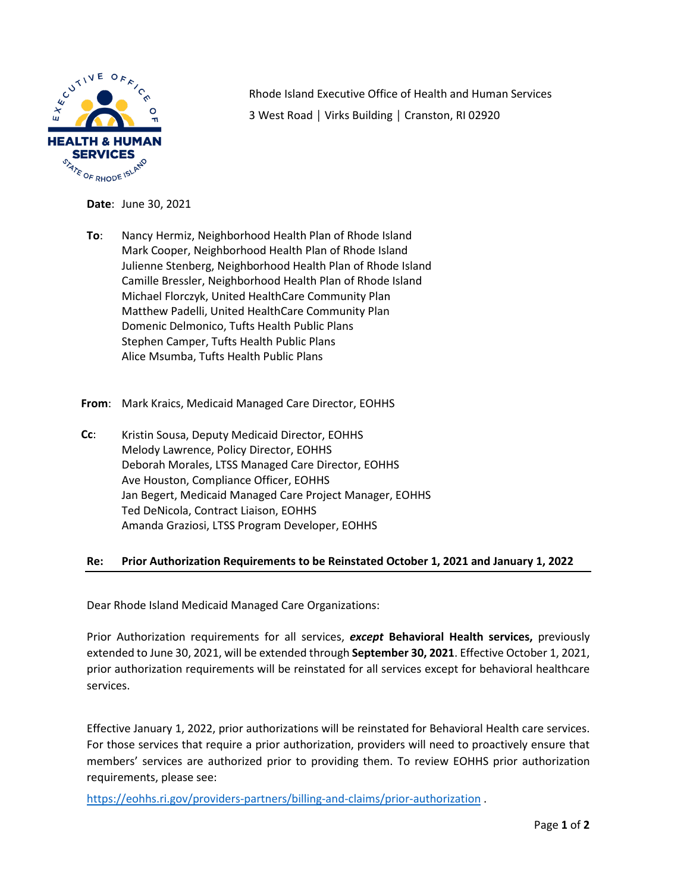Rhode Island Executive Office of Health and Human Services
3 West Road | Virks Building | Cranston, RI 02920

**Date**: June 30, 2021

**To**: Nancy Hermiz, Neighborhood Health Plan of Rhode Island
Mark Cooper, Neighborhood Health Plan of Rhode Island
Julienne Stenberg, Neighborhood Health Plan of Rhode Island
Camille Bressler, Neighborhood Health Plan of Rhode Island
Michael Florczyk, United HealthCare Community Plan
Matthew Padelli, United HealthCare Community Plan
Domenic Delmonico, Tufts Health Public Plans
Stephen Camper, Tufts Health Public Plans
Alice Msumba, Tufts Health Public Plans

**From**: Mark Kraics, Medicaid Managed Care Director, EOHHS

**Cc**: Kristin Sousa, Deputy Medicaid Director, EOHHS
Melody Lawrence, Policy Director, EOHHS
Deborah Morales, LTSS Managed Care Director, EOHHS
Ave Houston, Compliance Officer, EOHHS
Jan Begert, Medicaid Managed Care Project Manager, EOHHS
Ted DeNicola, Contract Liaison, EOHHS
Amanda Graziosi, LTSS Program Developer, EOHHS

**Re: Prior Authorization Requirements to be Reinstated October 1, 2021 and January 1, 2022**

Dear Rhode Island Medicaid Managed Care Organizations:

Prior Authorization requirements for all services, ***except*** **Behavioral Health services,** previously extended to June 30, 2021, will be extended through **September 30, 2021**. Effective October 1, 2021, prior authorization requirements will be reinstated for all services except for behavioral healthcare services.

Effective January 1, 2022, prior authorizations will be reinstated for Behavioral Health care services. For those services that require a prior authorization, providers will need to proactively ensure that members' services are authorized prior to providing them. To review EOHHS prior authorization requirements, please see:

https://eohhs.ri.gov/providers-partners/billing-and-claims/prior-authorization .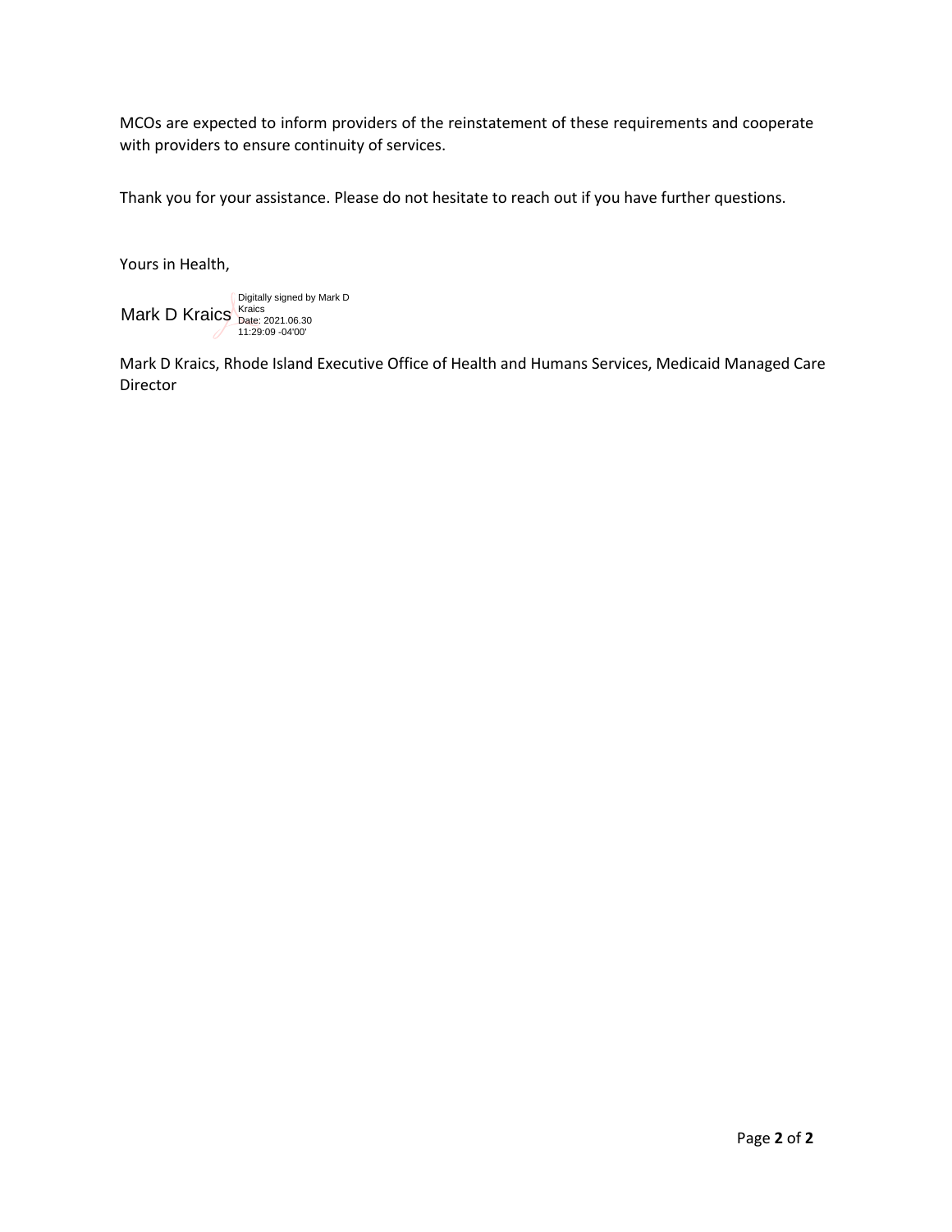MCOs are expected to inform providers of the reinstatement of these requirements and cooperate with providers to ensure continuity of services.

Thank you for your assistance. Please do not hesitate to reach out if you have further questions.

Yours in Health,

Mark D Kraics Digitally signed by Mark D Kraics Date: 2021.06.30 11:29:09 -04'00'

Mark D Kraics, Rhode Island Executive Office of Health and Humans Services, Medicaid Managed Care Director